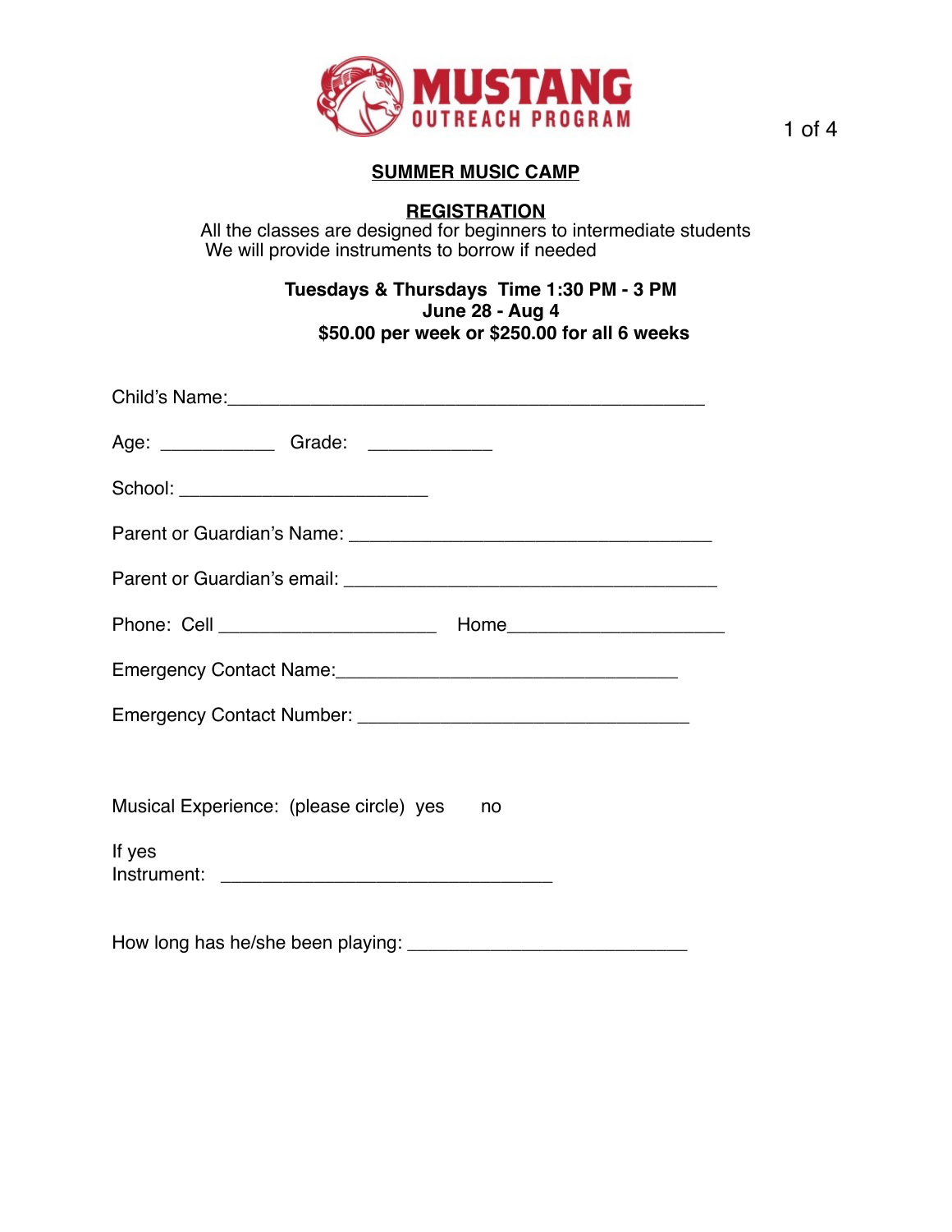**MUSTANG**
**OUTREACH PROGRAM**

## SUMMER MUSIC CAMP

## REGISTRATION

All the classes are designed for beginners to intermediate students
We will provide instruments to borrow if needed

**Tuesdays & Thursdays Time 1:30 PM - 3 PM**
**June 28 - Aug 4**
**$50.00 per week or $250.00 for all 6 weeks**

Child's Name:_______________________________________________

Age: ___________ Grade: ____________

School: ________________________

Parent or Guardian's Name: ___________________________________

Parent or Guardian's email: ____________________________________

Phone: Cell _____________________ Home_____________________

Emergency Contact Name:_________________________________

Emergency Contact Number: ________________________________

Musical Experience: (please circle) yes no

If yes
Instrument: ________________________________

How long has he/she been playing: ___________________________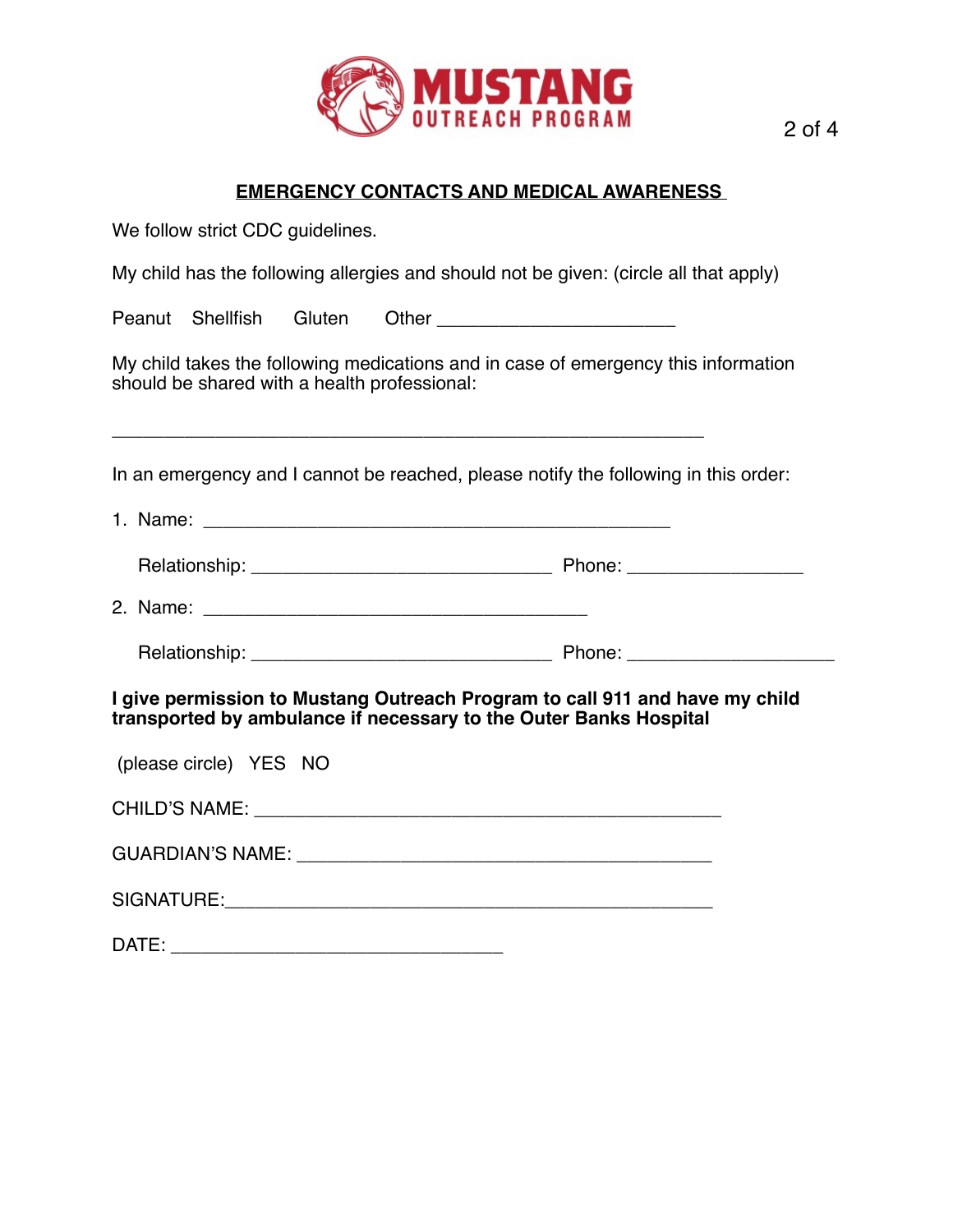MUSTANG OUTREACH PROGRAM

## EMERGENCY CONTACTS AND MEDICAL AWARENESS

We follow strict CDC guidelines.

My child has the following allergies and should not be given: (circle all that apply)

Peanut    Shellfish    Gluten    Other ________________________

My child takes the following medications and in case of emergency this information should be shared with a health professional:

____________________________________________________________

In an emergency and I cannot be reached, please notify the following in this order:

1. Name: _______________________________________________

   Relationship: ______________________________ Phone: _________________

2. Name: _______________________________________

   Relationship: ______________________________ Phone: ____________________

**I give permission to Mustang Outreach Program to call 911 and have my child transported by ambulance if necessary to the Outer Banks Hospital**

(please circle)  YES  NO

CHILD'S NAME: _______________________________________________

GUARDIAN'S NAME: __________________________________________

SIGNATURE:_________________________________________________

DATE: _________________________________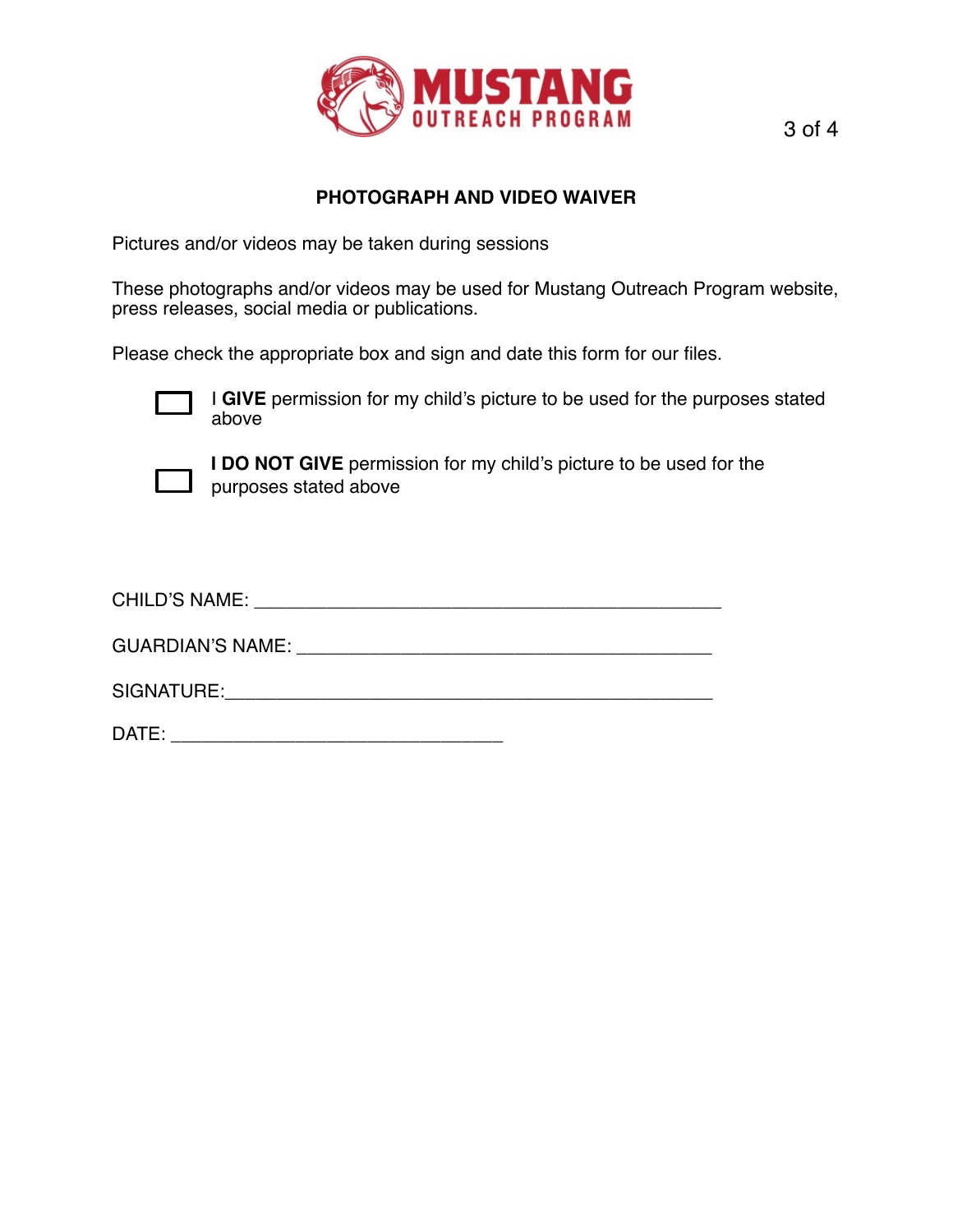MUSTANG OUTREACH PROGRAM

## PHOTOGRAPH AND VIDEO WAIVER

Pictures and/or videos may be taken during sessions

These photographs and/or videos may be used for Mustang Outreach Program website, press releases, social media or publications.

Please check the appropriate box and sign and date this form for our files.

- ☐ I **GIVE** permission for my child's picture to be used for the purposes stated above

- ☐ **I DO NOT GIVE** permission for my child's picture to be used for the purposes stated above

CHILD'S NAME: ____________________________________________

GUARDIAN'S NAME: ________________________________________

SIGNATURE:_______________________________________________

DATE: ________________________________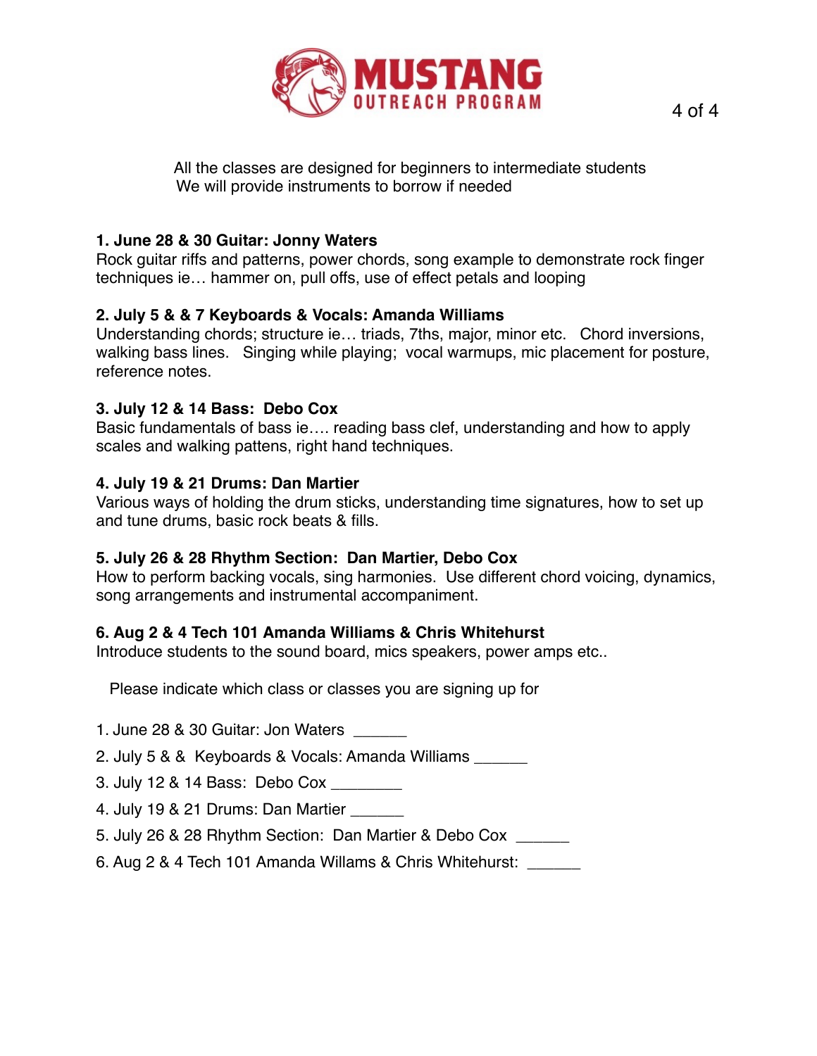# MUSTANG OUTREACH PROGRAM

All the classes are designed for beginners to intermediate students
We will provide instruments to borrow if needed

**1. June 28 & 30 Guitar: Jonny Waters**
Rock guitar riffs and patterns, power chords, song example to demonstrate rock finger techniques ie… hammer on, pull offs, use of effect petals and looping

**2. July 5 & & 7 Keyboards & Vocals: Amanda Williams**
Understanding chords; structure ie… triads, 7ths, major, minor etc. Chord inversions, walking bass lines. Singing while playing; vocal warmups, mic placement for posture, reference notes.

**3. July 12 & 14 Bass: Debo Cox**
Basic fundamentals of bass ie…. reading bass clef, understanding and how to apply scales and walking pattens, right hand techniques.

**4. July 19 & 21 Drums: Dan Martier**
Various ways of holding the drum sticks, understanding time signatures, how to set up and tune drums, basic rock beats & fills.

**5. July 26 & 28 Rhythm Section: Dan Martier, Debo Cox**
How to perform backing vocals, sing harmonies. Use different chord voicing, dynamics, song arrangements and instrumental accompaniment.

**6. Aug 2 & 4 Tech 101 Amanda Williams & Chris Whitehurst**
Introduce students to the sound board, mics speakers, power amps etc..

Please indicate which class or classes you are signing up for

1. June 28 & 30 Guitar: Jon Waters ______
2. July 5 & & Keyboards & Vocals: Amanda Williams ______
3. July 12 & 14 Bass: Debo Cox ________
4. July 19 & 21 Drums: Dan Martier ______
5. July 26 & 28 Rhythm Section: Dan Martier & Debo Cox ______
6. Aug 2 & 4 Tech 101 Amanda Willams & Chris Whitehurst: ______